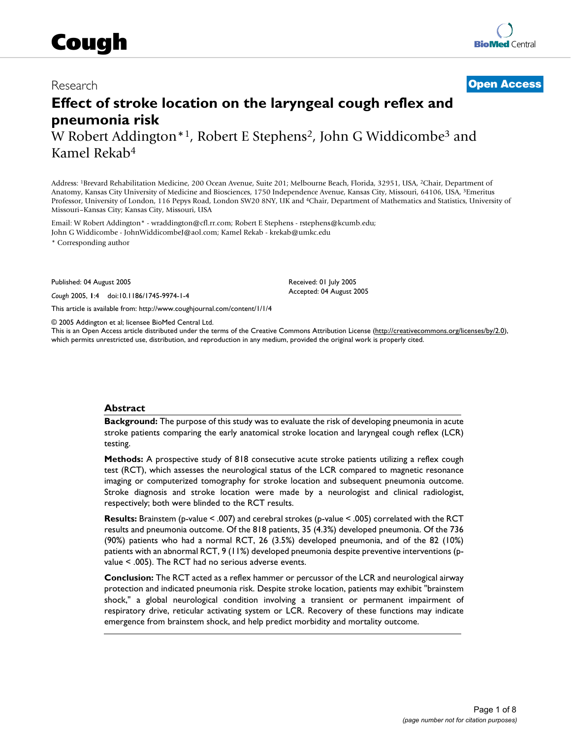Research

**Open Access**

# Effect of stroke location on the laryngeal cough reflex and pneumonia risk

W Robert Addington*[1], Robert E Stephens[2], John G Widdicombe[3] and Kamel Rekab[4]

Address: [1]Brevard Rehabilitation Medicine, 200 Ocean Avenue, Suite 201; Melbourne Beach, Florida, 32951, USA, [2]Chair, Department of Anatomy, Kansas City University of Medicine and Biosciences, 1750 Independence Avenue, Kansas City, Missouri, 64106, USA, [3]Emeritus Professor, University of London, 116 Pepys Road, London SW20 8NY, UK and [4]Chair, Department of Mathematics and Statistics, University of Missouri–Kansas City; Kansas City, Missouri, USA

Email: W Robert Addington* - wraddington@cfl.rr.com; Robert E Stephens - rstephens@kcumb.edu; John G Widdicombe - JohnWiddicombeJ@aol.com; Kamel Rekab - krekab@umkc.edu

* Corresponding author

Published: 04 August 2005

*Cough* 2005, **1**:4 doi:10.1186/1745-9974-1-4

Received: 01 July 2005
Accepted: 04 August 2005

This article is available from: http://www.coughjournal.com/content/1/1/4

© 2005 Addington et al; licensee BioMed Central Ltd.
This is an Open Access article distributed under the terms of the Creative Commons Attribution License (http://creativecommons.org/licenses/by/2.0), which permits unrestricted use, distribution, and reproduction in any medium, provided the original work is properly cited.

## Abstract

**Background:** The purpose of this study was to evaluate the risk of developing pneumonia in acute stroke patients comparing the early anatomical stroke location and laryngeal cough reflex (LCR) testing.

**Methods:** A prospective study of 818 consecutive acute stroke patients utilizing a reflex cough test (RCT), which assesses the neurological status of the LCR compared to magnetic resonance imaging or computerized tomography for stroke location and subsequent pneumonia outcome. Stroke diagnosis and stroke location were made by a neurologist and clinical radiologist, respectively; both were blinded to the RCT results.

**Results:** Brainstem (p-value < .007) and cerebral strokes (p-value < .005) correlated with the RCT results and pneumonia outcome. Of the 818 patients, 35 (4.3%) developed pneumonia. Of the 736 (90%) patients who had a normal RCT, 26 (3.5%) developed pneumonia, and of the 82 (10%) patients with an abnormal RCT, 9 (11%) developed pneumonia despite preventive interventions (p-value < .005). The RCT had no serious adverse events.

**Conclusion:** The RCT acted as a reflex hammer or percussor of the LCR and neurological airway protection and indicated pneumonia risk. Despite stroke location, patients may exhibit "brainstem shock," a global neurological condition involving a transient or permanent impairment of respiratory drive, reticular activating system or LCR. Recovery of these functions may indicate emergence from brainstem shock, and help predict morbidity and mortality outcome.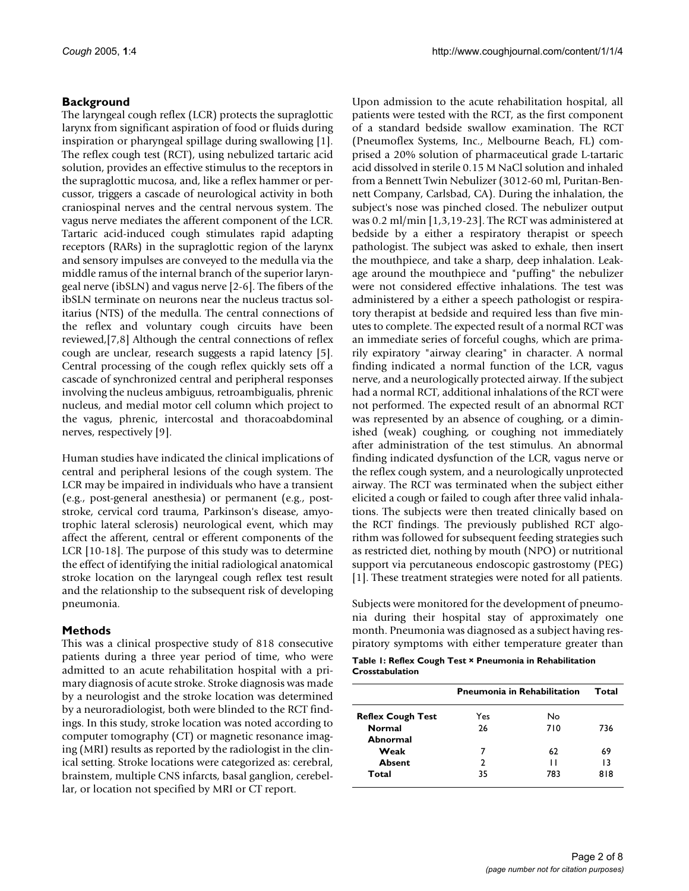## Background

The laryngeal cough reflex (LCR) protects the supraglottic larynx from significant aspiration of food or fluids during inspiration or pharyngeal spillage during swallowing [1]. The reflex cough test (RCT), using nebulized tartaric acid solution, provides an effective stimulus to the receptors in the supraglottic mucosa, and, like a reflex hammer or percussor, triggers a cascade of neurological activity in both craniospinal nerves and the central nervous system. The vagus nerve mediates the afferent component of the LCR. Tartaric acid-induced cough stimulates rapid adapting receptors (RARs) in the supraglottic region of the larynx and sensory impulses are conveyed to the medulla via the middle ramus of the internal branch of the superior laryngeal nerve (ibSLN) and vagus nerve [2-6]. The fibers of the ibSLN terminate on neurons near the nucleus tractus solitarius (NTS) of the medulla. The central connections of the reflex and voluntary cough circuits have been reviewed,[7,8] Although the central connections of reflex cough are unclear, research suggests a rapid latency [5]. Central processing of the cough reflex quickly sets off a cascade of synchronized central and peripheral responses involving the nucleus ambiguus, retroambigualis, phrenic nucleus, and medial motor cell column which project to the vagus, phrenic, intercostal and thoracoabdominal nerves, respectively [9].

Human studies have indicated the clinical implications of central and peripheral lesions of the cough system. The LCR may be impaired in individuals who have a transient (e.g., post-general anesthesia) or permanent (e.g., post-stroke, cervical cord trauma, Parkinson's disease, amyotrophic lateral sclerosis) neurological event, which may affect the afferent, central or efferent components of the LCR [10-18]. The purpose of this study was to determine the effect of identifying the initial radiological anatomical stroke location on the laryngeal cough reflex test result and the relationship to the subsequent risk of developing pneumonia.

## Methods

This was a clinical prospective study of 818 consecutive patients during a three year period of time, who were admitted to an acute rehabilitation hospital with a primary diagnosis of acute stroke. Stroke diagnosis was made by a neurologist and the stroke location was determined by a neuroradiologist, both were blinded to the RCT findings. In this study, stroke location was noted according to computer tomography (CT) or magnetic resonance imaging (MRI) results as reported by the radiologist in the clinical setting. Stroke locations were categorized as: cerebral, brainstem, multiple CNS infarcts, basal ganglion, cerebellar, or location not specified by MRI or CT report.

Upon admission to the acute rehabilitation hospital, all patients were tested with the RCT, as the first component of a standard bedside swallow examination. The RCT (Pneumoflex Systems, Inc., Melbourne Beach, FL) comprised a 20% solution of pharmaceutical grade L-tartaric acid dissolved in sterile 0.15 M NaCl solution and inhaled from a Bennett Twin Nebulizer (3012-60 ml, Puritan-Bennett Company, Carlsbad, CA). During the inhalation, the subject's nose was pinched closed. The nebulizer output was 0.2 ml/min [1,3,19-23]. The RCT was administered at bedside by a either a respiratory therapist or speech pathologist. The subject was asked to exhale, then insert the mouthpiece, and take a sharp, deep inhalation. Leakage around the mouthpiece and "puffing" the nebulizer were not considered effective inhalations. The test was administered by a either a speech pathologist or respiratory therapist at bedside and required less than five minutes to complete. The expected result of a normal RCT was an immediate series of forceful coughs, which are primarily expiratory "airway clearing" in character. A normal finding indicated a normal function of the LCR, vagus nerve, and a neurologically protected airway. If the subject had a normal RCT, additional inhalations of the RCT were not performed. The expected result of an abnormal RCT was represented by an absence of coughing, or a diminished (weak) coughing, or coughing not immediately after administration of the test stimulus. An abnormal finding indicated dysfunction of the LCR, vagus nerve or the reflex cough system, and a neurologically unprotected airway. The RCT was terminated when the subject either elicited a cough or failed to cough after three valid inhalations. The subjects were then treated clinically based on the RCT findings. The previously published RCT algorithm was followed for subsequent feeding strategies such as restricted diet, nothing by mouth (NPO) or nutritional support via percutaneous endoscopic gastrostomy (PEG) [1]. These treatment strategies were noted for all patients.

Subjects were monitored for the development of pneumonia during their hospital stay of approximately one month. Pneumonia was diagnosed as a subject having respiratory symptoms with either temperature greater than

**Table 1: Reflex Cough Test × Pneumonia in Rehabilitation Crosstabulation**

| | Pneumonia in Rehabilitation | | Total |
|---|---|---|---|
| **Reflex Cough Test** | Yes | No | |
| **Normal** | 26 | 710 | 736 |
| **Abnormal** | | | |
| **Weak** | 7 | 62 | 69 |
| **Absent** | 2 | 11 | 13 |
| **Total** | 35 | 783 | 818 |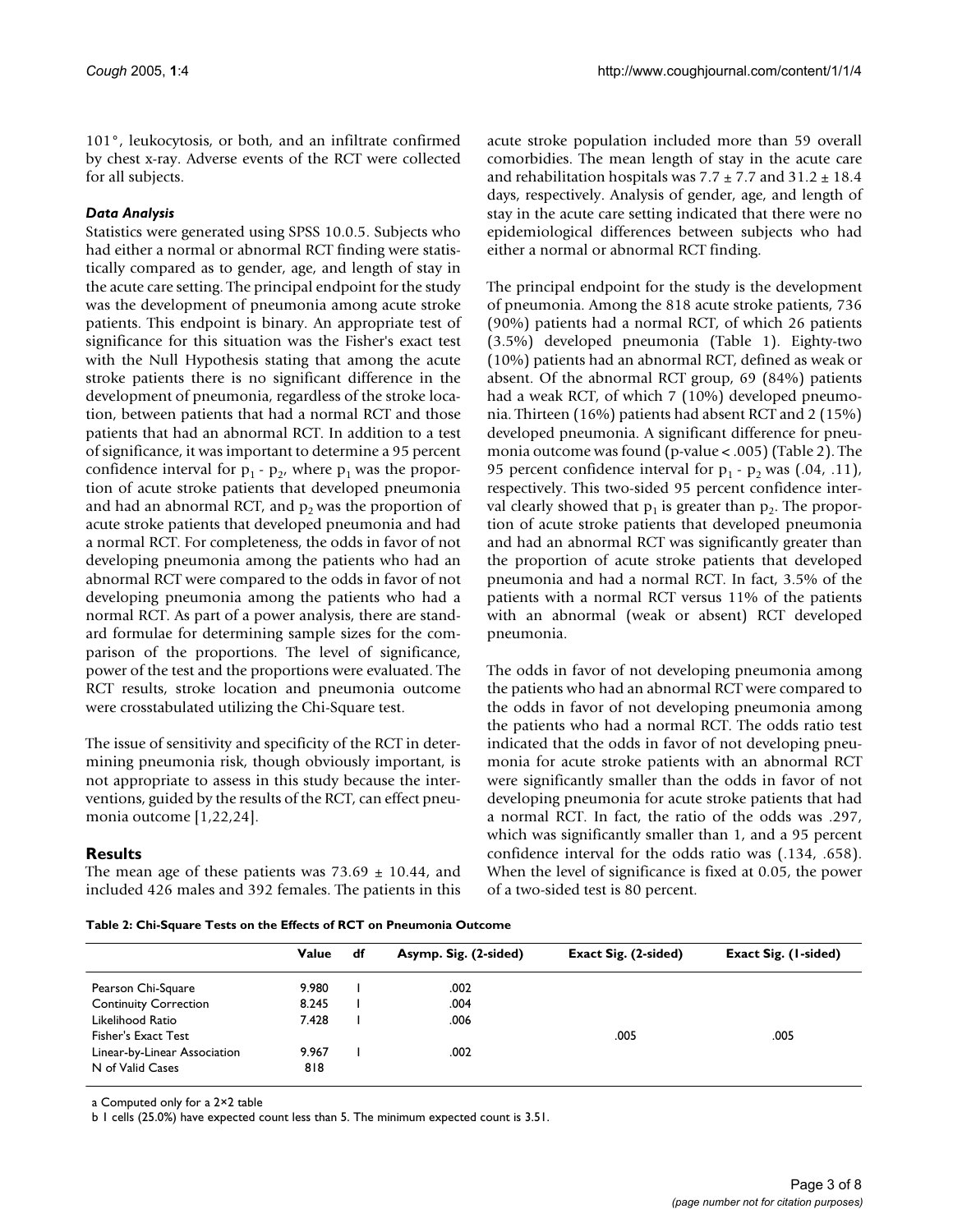101°, leukocytosis, or both, and an infiltrate confirmed by chest x-ray. Adverse events of the RCT were collected for all subjects.

### *Data Analysis*

Statistics were generated using SPSS 10.0.5. Subjects who had either a normal or abnormal RCT finding were statistically compared as to gender, age, and length of stay in the acute care setting. The principal endpoint for the study was the development of pneumonia among acute stroke patients. This endpoint is binary. An appropriate test of significance for this situation was the Fisher's exact test with the Null Hypothesis stating that among the acute stroke patients there is no significant difference in the development of pneumonia, regardless of the stroke location, between patients that had a normal RCT and those patients that had an abnormal RCT. In addition to a test of significance, it was important to determine a 95 percent confidence interval for $p_1$ - $p_2$, where $p_1$ was the proportion of acute stroke patients that developed pneumonia and had an abnormal RCT, and $p_2$ was the proportion of acute stroke patients that developed pneumonia and had a normal RCT. For completeness, the odds in favor of not developing pneumonia among the patients who had an abnormal RCT were compared to the odds in favor of not developing pneumonia among the patients who had a normal RCT. As part of a power analysis, there are standard formulae for determining sample sizes for the comparison of the proportions. The level of significance, power of the test and the proportions were evaluated. The RCT results, stroke location and pneumonia outcome were crosstabulated utilizing the Chi-Square test.

The issue of sensitivity and specificity of the RCT in determining pneumonia risk, though obviously important, is not appropriate to assess in this study because the interventions, guided by the results of the RCT, can effect pneumonia outcome [1,22,24].

## Results

The mean age of these patients was 73.69 ± 10.44, and included 426 males and 392 females. The patients in this acute stroke population included more than 59 overall comorbidies. The mean length of stay in the acute care and rehabilitation hospitals was 7.7 ± 7.7 and 31.2 ± 18.4 days, respectively. Analysis of gender, age, and length of stay in the acute care setting indicated that there were no epidemiological differences between subjects who had either a normal or abnormal RCT finding.

The principal endpoint for the study is the development of pneumonia. Among the 818 acute stroke patients, 736 (90%) patients had a normal RCT, of which 26 patients (3.5%) developed pneumonia (Table 1). Eighty-two (10%) patients had an abnormal RCT, defined as weak or absent. Of the abnormal RCT group, 69 (84%) patients had a weak RCT, of which 7 (10%) developed pneumonia. Thirteen (16%) patients had absent RCT and 2 (15%) developed pneumonia. A significant difference for pneumonia outcome was found (p-value < .005) (Table 2). The 95 percent confidence interval for $p_1$ - $p_2$ was (.04, .11), respectively. This two-sided 95 percent confidence interval clearly showed that $p_1$ is greater than $p_2$. The proportion of acute stroke patients that developed pneumonia and had an abnormal RCT was significantly greater than the proportion of acute stroke patients that developed pneumonia and had a normal RCT. In fact, 3.5% of the patients with a normal RCT versus 11% of the patients with an abnormal (weak or absent) RCT developed pneumonia.

The odds in favor of not developing pneumonia among the patients who had an abnormal RCT were compared to the odds in favor of not developing pneumonia among the patients who had a normal RCT. The odds ratio test indicated that the odds in favor of not developing pneumonia for acute stroke patients with an abnormal RCT were significantly smaller than the odds in favor of not developing pneumonia for acute stroke patients that had a normal RCT. In fact, the ratio of the odds was .297, which was significantly smaller than 1, and a 95 percent confidence interval for the odds ratio was (.134, .658). When the level of significance is fixed at 0.05, the power of a two-sided test is 80 percent.

**Table 2: Chi-Square Tests on the Effects of RCT on Pneumonia Outcome**

| | Value | df | Asymp. Sig. (2-sided) | Exact Sig. (2-sided) | Exact Sig. (1-sided) |
|---|---|---|---|---|---|
| Pearson Chi-Square | 9.980 | 1 | .002 | | |
| Continuity Correction | 8.245 | 1 | .004 | | |
| Likelihood Ratio | 7.428 | 1 | .006 | | |
| Fisher's Exact Test | | | | .005 | .005 |
| Linear-by-Linear Association | 9.967 | 1 | .002 | | |
| N of Valid Cases | 818 | | | | |

a Computed only for a 2×2 table

b 1 cells (25.0%) have expected count less than 5. The minimum expected count is 3.51.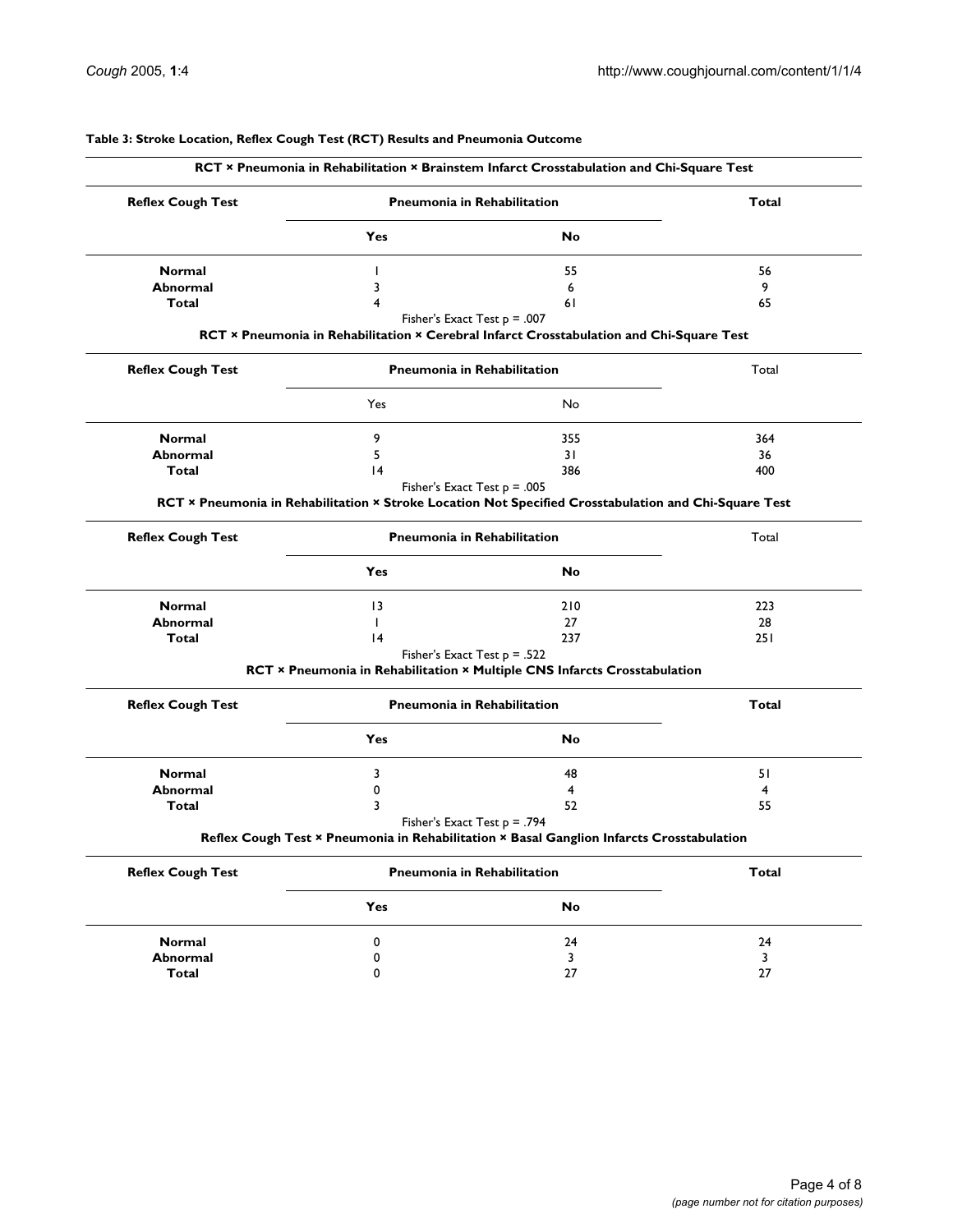**Table 3: Stroke Location, Reflex Cough Test (RCT) Results and Pneumonia Outcome**

**RCT × Pneumonia in Rehabilitation × Brainstem Infarct Crosstabulation and Chi-Square Test**

| Reflex Cough Test | Pneumonia in Rehabilitation | | Total |
|---|---|---|---|
| | Yes | No | |
| Normal | 1 | 55 | 56 |
| Abnormal | 3 | 6 | 9 |
| Total | 4 | 61 | 65 |

Fisher's Exact Test p = .007

**RCT × Pneumonia in Rehabilitation × Cerebral Infarct Crosstabulation and Chi-Square Test**

| Reflex Cough Test | Pneumonia in Rehabilitation | | Total |
|---|---|---|---|
| | Yes | No | |
| Normal | 9 | 355 | 364 |
| Abnormal | 5 | 31 | 36 |
| Total | 14 | 386 | 400 |

Fisher's Exact Test p = .005

**RCT × Pneumonia in Rehabilitation × Stroke Location Not Specified Crosstabulation and Chi-Square Test**

| Reflex Cough Test | Pneumonia in Rehabilitation | | Total |
|---|---|---|---|
| | Yes | No | |
| Normal | 13 | 210 | 223 |
| Abnormal | 1 | 27 | 28 |
| Total | 14 | 237 | 251 |

Fisher's Exact Test p = .522

**RCT × Pneumonia in Rehabilitation × Multiple CNS Infarcts Crosstabulation**

| Reflex Cough Test | Pneumonia in Rehabilitation | | Total |
|---|---|---|---|
| | Yes | No | |
| Normal | 3 | 48 | 51 |
| Abnormal | 0 | 4 | 4 |
| Total | 3 | 52 | 55 |

Fisher's Exact Test p = .794

**Reflex Cough Test × Pneumonia in Rehabilitation × Basal Ganglion Infarcts Crosstabulation**

| Reflex Cough Test | Pneumonia in Rehabilitation | | Total |
|---|---|---|---|
| | Yes | No | |
| Normal | 0 | 24 | 24 |
| Abnormal | 0 | 3 | 3 |
| Total | 0 | 27 | 27 |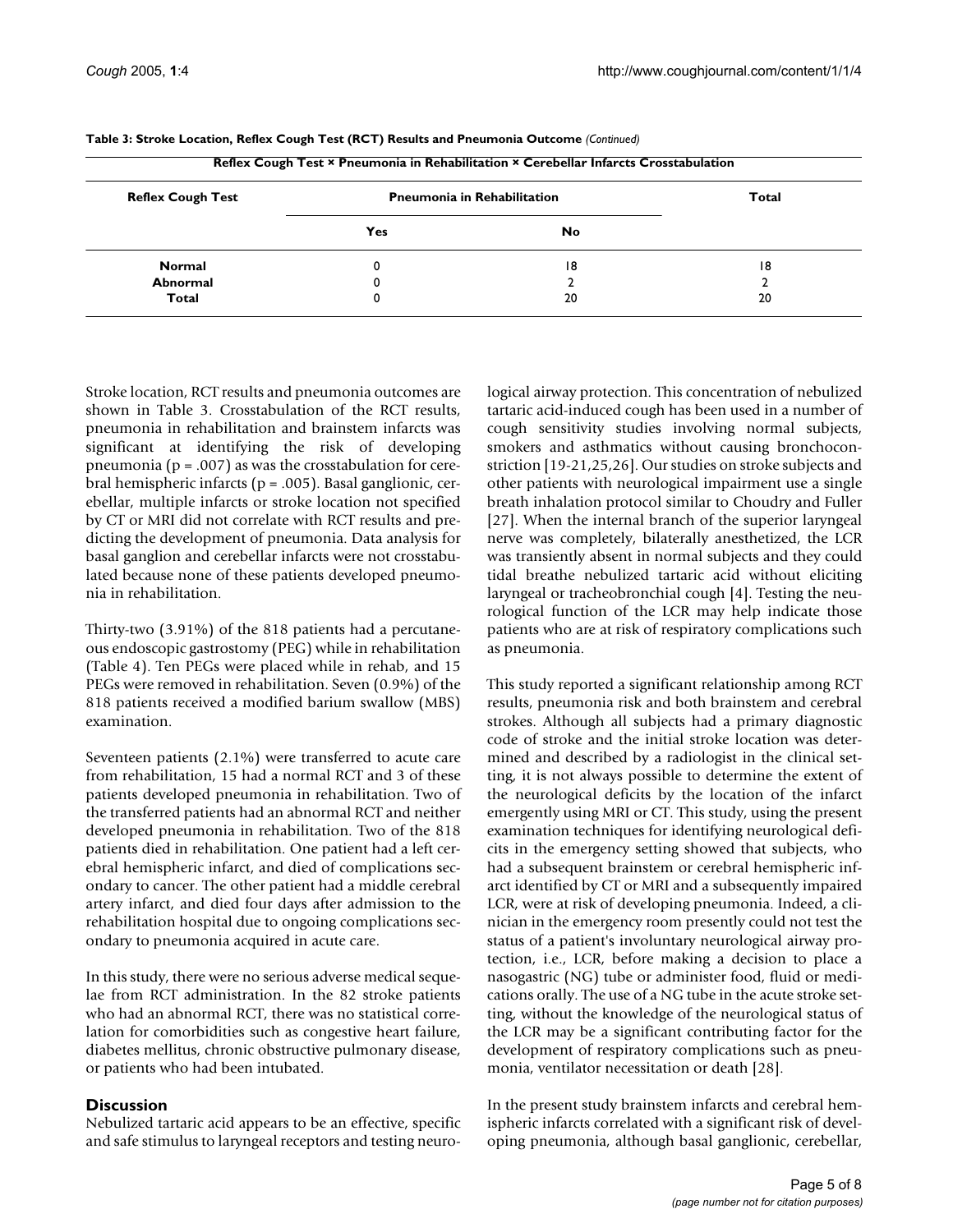**Table 3: Stroke Location, Reflex Cough Test (RCT) Results and Pneumonia Outcome** *(Continued)*

| Reflex Cough Test × Pneumonia in Rehabilitation × Cerebellar Infarcts Crosstabulation | | | |
|---|---|---|---|
| **Reflex Cough Test** | **Pneumonia in Rehabilitation** | | **Total** |
| | **Yes** | **No** | |
| **Normal** | 0 | 18 | 18 |
| **Abnormal** | 0 | 2 | 2 |
| **Total** | 0 | 20 | 20 |

Stroke location, RCT results and pneumonia outcomes are shown in Table 3. Crosstabulation of the RCT results, pneumonia in rehabilitation and brainstem infarcts was significant at identifying the risk of developing pneumonia (p = .007) as was the crosstabulation for cerebral hemispheric infarcts (p = .005). Basal ganglionic, cerebellar, multiple infarcts or stroke location not specified by CT or MRI did not correlate with RCT results and predicting the development of pneumonia. Data analysis for basal ganglion and cerebellar infarcts were not crosstabulated because none of these patients developed pneumonia in rehabilitation.

Thirty-two (3.91%) of the 818 patients had a percutaneous endoscopic gastrostomy (PEG) while in rehabilitation (Table 4). Ten PEGs were placed while in rehab, and 15 PEGs were removed in rehabilitation. Seven (0.9%) of the 818 patients received a modified barium swallow (MBS) examination.

Seventeen patients (2.1%) were transferred to acute care from rehabilitation, 15 had a normal RCT and 3 of these patients developed pneumonia in rehabilitation. Two of the transferred patients had an abnormal RCT and neither developed pneumonia in rehabilitation. Two of the 818 patients died in rehabilitation. One patient had a left cerebral hemispheric infarct, and died of complications secondary to cancer. The other patient had a middle cerebral artery infarct, and died four days after admission to the rehabilitation hospital due to ongoing complications secondary to pneumonia acquired in acute care.

In this study, there were no serious adverse medical sequelae from RCT administration. In the 82 stroke patients who had an abnormal RCT, there was no statistical correlation for comorbidities such as congestive heart failure, diabetes mellitus, chronic obstructive pulmonary disease, or patients who had been intubated.

## Discussion

Nebulized tartaric acid appears to be an effective, specific and safe stimulus to laryngeal receptors and testing neurological airway protection. This concentration of nebulized tartaric acid-induced cough has been used in a number of cough sensitivity studies involving normal subjects, smokers and asthmatics without causing bronchoconstriction [19-21,25,26]. Our studies on stroke subjects and other patients with neurological impairment use a single breath inhalation protocol similar to Choudry and Fuller [27]. When the internal branch of the superior laryngeal nerve was completely, bilaterally anesthetized, the LCR was transiently absent in normal subjects and they could tidal breathe nebulized tartaric acid without eliciting laryngeal or tracheobronchial cough [4]. Testing the neurological function of the LCR may help indicate those patients who are at risk of respiratory complications such as pneumonia.

This study reported a significant relationship among RCT results, pneumonia risk and both brainstem and cerebral strokes. Although all subjects had a primary diagnostic code of stroke and the initial stroke location was determined and described by a radiologist in the clinical setting, it is not always possible to determine the extent of the neurological deficits by the location of the infarct emergently using MRI or CT. This study, using the present examination techniques for identifying neurological deficits in the emergency setting showed that subjects, who had a subsequent brainstem or cerebral hemispheric infarct identified by CT or MRI and a subsequently impaired LCR, were at risk of developing pneumonia. Indeed, a clinician in the emergency room presently could not test the status of a patient's involuntary neurological airway protection, i.e., LCR, before making a decision to place a nasogastric (NG) tube or administer food, fluid or medications orally. The use of a NG tube in the acute stroke setting, without the knowledge of the neurological status of the LCR may be a significant contributing factor for the development of respiratory complications such as pneumonia, ventilator necessitation or death [28].

In the present study brainstem infarcts and cerebral hemispheric infarcts correlated with a significant risk of developing pneumonia, although basal ganglionic, cerebellar,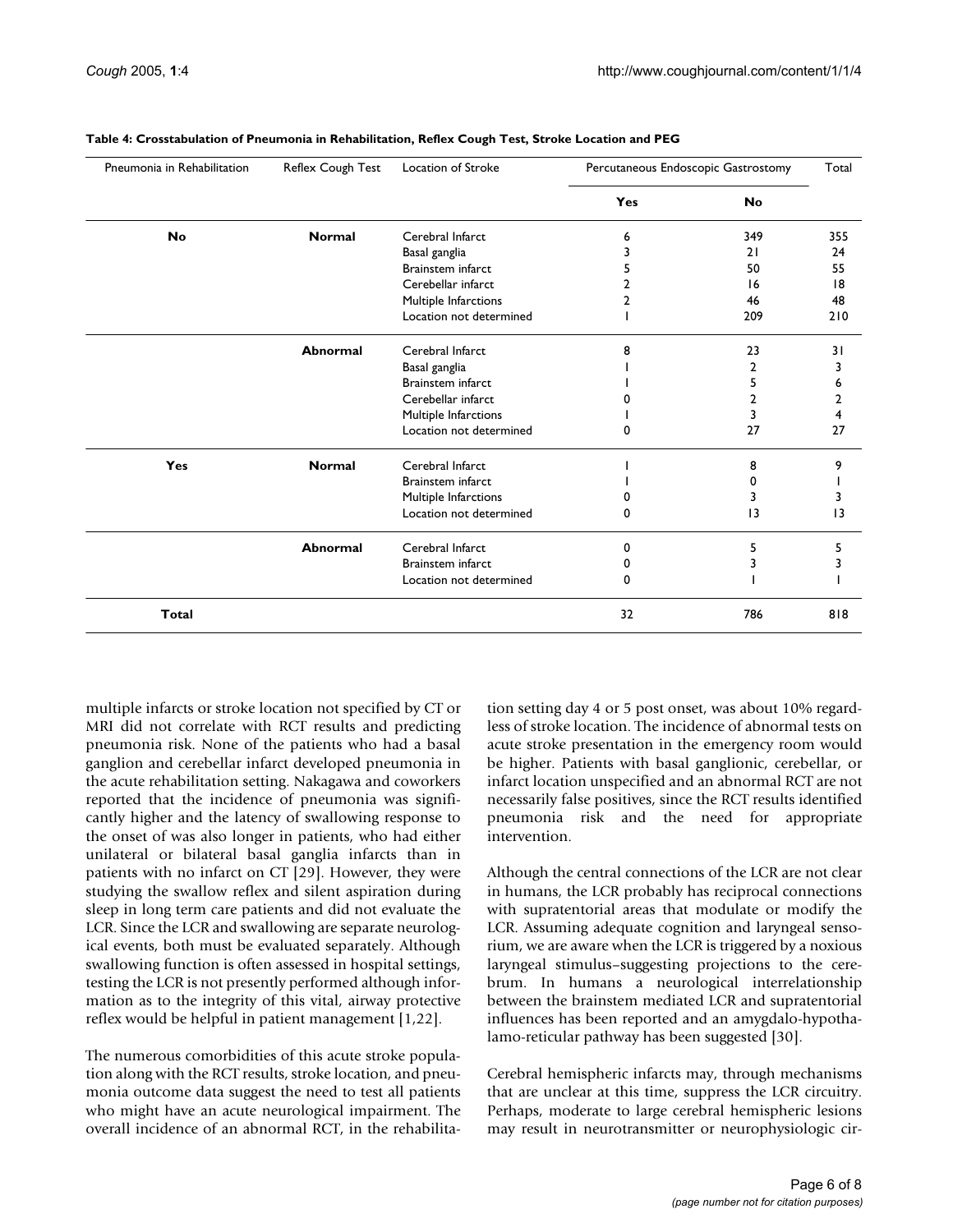**Table 4: Crosstabulation of Pneumonia in Rehabilitation, Reflex Cough Test, Stroke Location and PEG**

| Pneumonia in Rehabilitation | Reflex Cough Test | Location of Stroke | Percutaneous Endoscopic Gastrostomy | | Total |
|---|---|---|---|---|---|
| | | | **Yes** | **No** | |
| **No** | **Normal** | Cerebral Infarct | 6 | 349 | 355 |
| | | Basal ganglia | 3 | 21 | 24 |
| | | Brainstem infarct | 5 | 50 | 55 |
| | | Cerebellar infarct | 2 | 16 | 18 |
| | | Multiple Infarctions | 2 | 46 | 48 |
| | | Location not determined | 1 | 209 | 210 |
| | **Abnormal** | Cerebral Infarct | 8 | 23 | 31 |
| | | Basal ganglia | 1 | 2 | 3 |
| | | Brainstem infarct | 1 | 5 | 6 |
| | | Cerebellar infarct | 0 | 2 | 2 |
| | | Multiple Infarctions | 1 | 3 | 4 |
| | | Location not determined | 0 | 27 | 27 |
| **Yes** | **Normal** | Cerebral Infarct | 1 | 8 | 9 |
| | | Brainstem infarct | 1 | 0 | 1 |
| | | Multiple Infarctions | 0 | 3 | 3 |
| | | Location not determined | 0 | 13 | 13 |
| | **Abnormal** | Cerebral Infarct | 0 | 5 | 5 |
| | | Brainstem infarct | 0 | 3 | 3 |
| | | Location not determined | 0 | 1 | 1 |
| **Total** | | | 32 | 786 | 818 |

multiple infarcts or stroke location not specified by CT or MRI did not correlate with RCT results and predicting pneumonia risk. None of the patients who had a basal ganglion and cerebellar infarct developed pneumonia in the acute rehabilitation setting. Nakagawa and coworkers reported that the incidence of pneumonia was significantly higher and the latency of swallowing response to the onset of was also longer in patients, who had either unilateral or bilateral basal ganglia infarcts than in patients with no infarct on CT [29]. However, they were studying the swallow reflex and silent aspiration during sleep in long term care patients and did not evaluate the LCR. Since the LCR and swallowing are separate neurological events, both must be evaluated separately. Although swallowing function is often assessed in hospital settings, testing the LCR is not presently performed although information as to the integrity of this vital, airway protective reflex would be helpful in patient management [1,22].

The numerous comorbidities of this acute stroke population along with the RCT results, stroke location, and pneumonia outcome data suggest the need to test all patients who might have an acute neurological impairment. The overall incidence of an abnormal RCT, in the rehabilitation setting day 4 or 5 post onset, was about 10% regardless of stroke location. The incidence of abnormal tests on acute stroke presentation in the emergency room would be higher. Patients with basal ganglionic, cerebellar, or infarct location unspecified and an abnormal RCT are not necessarily false positives, since the RCT results identified pneumonia risk and the need for appropriate intervention.

Although the central connections of the LCR are not clear in humans, the LCR probably has reciprocal connections with supratentorial areas that modulate or modify the LCR. Assuming adequate cognition and laryngeal sensorium, we are aware when the LCR is triggered by a noxious laryngeal stimulus–suggesting projections to the cerebrum. In humans a neurological interrelationship between the brainstem mediated LCR and supratentorial influences has been reported and an amygdalo-hypothalamo-reticular pathway has been suggested [30].

Cerebral hemispheric infarcts may, through mechanisms that are unclear at this time, suppress the LCR circuitry. Perhaps, moderate to large cerebral hemispheric lesions may result in neurotransmitter or neurophysiologic cir-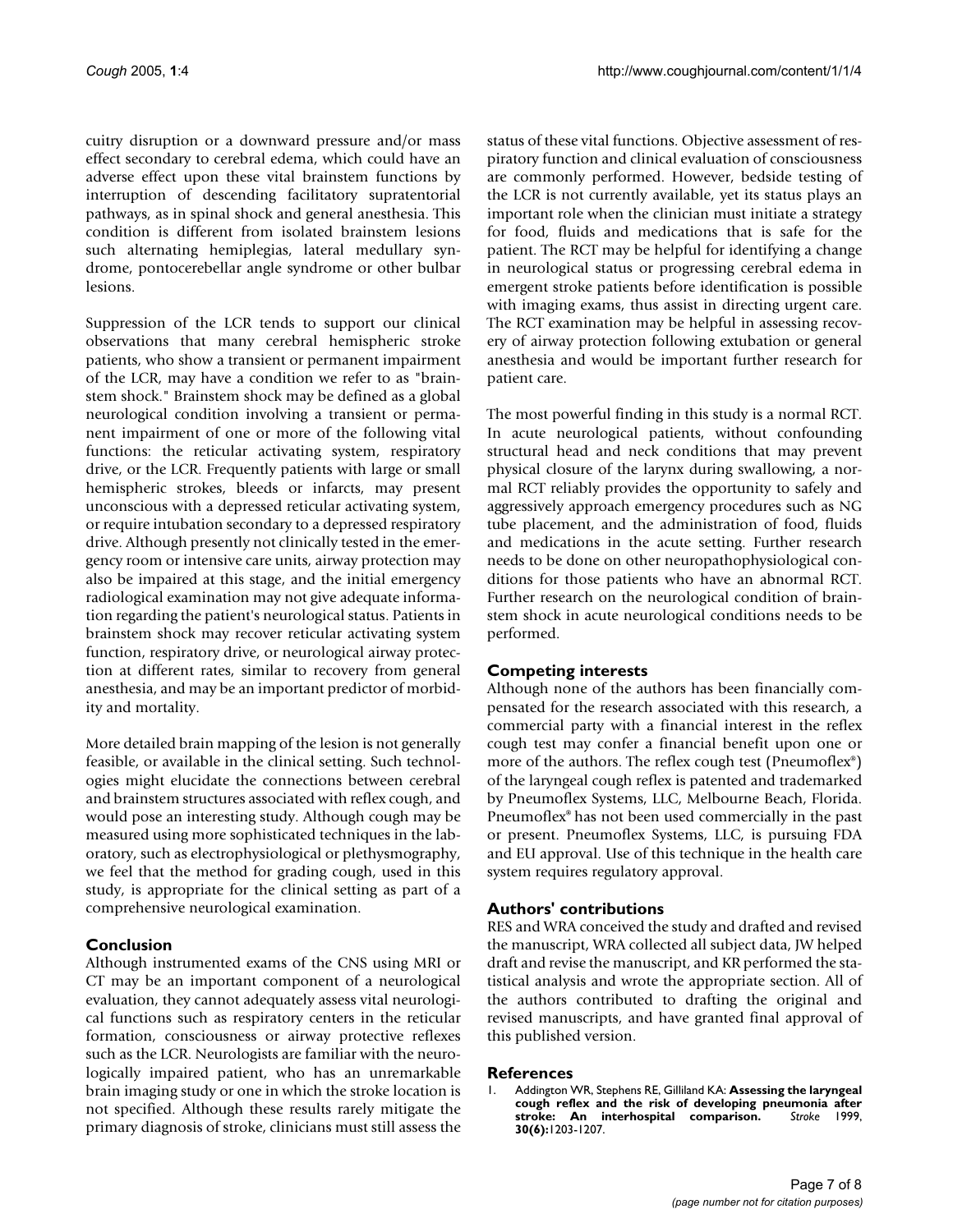cuitry disruption or a downward pressure and/or mass effect secondary to cerebral edema, which could have an adverse effect upon these vital brainstem functions by interruption of descending facilitatory supratentorial pathways, as in spinal shock and general anesthesia. This condition is different from isolated brainstem lesions such alternating hemiplegias, lateral medullary syndrome, pontocerebellar angle syndrome or other bulbar lesions.

Suppression of the LCR tends to support our clinical observations that many cerebral hemispheric stroke patients, who show a transient or permanent impairment of the LCR, may have a condition we refer to as "brainstem shock." Brainstem shock may be defined as a global neurological condition involving a transient or permanent impairment of one or more of the following vital functions: the reticular activating system, respiratory drive, or the LCR. Frequently patients with large or small hemispheric strokes, bleeds or infarcts, may present unconscious with a depressed reticular activating system, or require intubation secondary to a depressed respiratory drive. Although presently not clinically tested in the emergency room or intensive care units, airway protection may also be impaired at this stage, and the initial emergency radiological examination may not give adequate information regarding the patient's neurological status. Patients in brainstem shock may recover reticular activating system function, respiratory drive, or neurological airway protection at different rates, similar to recovery from general anesthesia, and may be an important predictor of morbidity and mortality.

More detailed brain mapping of the lesion is not generally feasible, or available in the clinical setting. Such technologies might elucidate the connections between cerebral and brainstem structures associated with reflex cough, and would pose an interesting study. Although cough may be measured using more sophisticated techniques in the laboratory, such as electrophysiological or plethysmography, we feel that the method for grading cough, used in this study, is appropriate for the clinical setting as part of a comprehensive neurological examination.

## Conclusion

Although instrumented exams of the CNS using MRI or CT may be an important component of a neurological evaluation, they cannot adequately assess vital neurological functions such as respiratory centers in the reticular formation, consciousness or airway protective reflexes such as the LCR. Neurologists are familiar with the neurologically impaired patient, who has an unremarkable brain imaging study or one in which the stroke location is not specified. Although these results rarely mitigate the primary diagnosis of stroke, clinicians must still assess the status of these vital functions. Objective assessment of respiratory function and clinical evaluation of consciousness are commonly performed. However, bedside testing of the LCR is not currently available, yet its status plays an important role when the clinician must initiate a strategy for food, fluids and medications that is safe for the patient. The RCT may be helpful for identifying a change in neurological status or progressing cerebral edema in emergent stroke patients before identification is possible with imaging exams, thus assist in directing urgent care. The RCT examination may be helpful in assessing recovery of airway protection following extubation or general anesthesia and would be important further research for patient care.

The most powerful finding in this study is a normal RCT. In acute neurological patients, without confounding structural head and neck conditions that may prevent physical closure of the larynx during swallowing, a normal RCT reliably provides the opportunity to safely and aggressively approach emergency procedures such as NG tube placement, and the administration of food, fluids and medications in the acute setting. Further research needs to be done on other neuropathophysiological conditions for those patients who have an abnormal RCT. Further research on the neurological condition of brainstem shock in acute neurological conditions needs to be performed.

## Competing interests

Although none of the authors has been financially compensated for the research associated with this research, a commercial party with a financial interest in the reflex cough test may confer a financial benefit upon one or more of the authors. The reflex cough test (Pneumoflex®) of the laryngeal cough reflex is patented and trademarked by Pneumoflex Systems, LLC, Melbourne Beach, Florida. Pneumoflex® has not been used commercially in the past or present. Pneumoflex Systems, LLC, is pursuing FDA and EU approval. Use of this technique in the health care system requires regulatory approval.

## Authors' contributions

RES and WRA conceived the study and drafted and revised the manuscript, WRA collected all subject data, JW helped draft and revise the manuscript, and KR performed the statistical analysis and wrote the appropriate section. All of the authors contributed to drafting the original and revised manuscripts, and have granted final approval of this published version.

## References

1. Addington WR, Stephens RE, Gilliland KA: **Assessing the laryngeal cough reflex and the risk of developing pneumonia after stroke: An interhospital comparison.** *Stroke* 1999, **30(6):**1203-1207.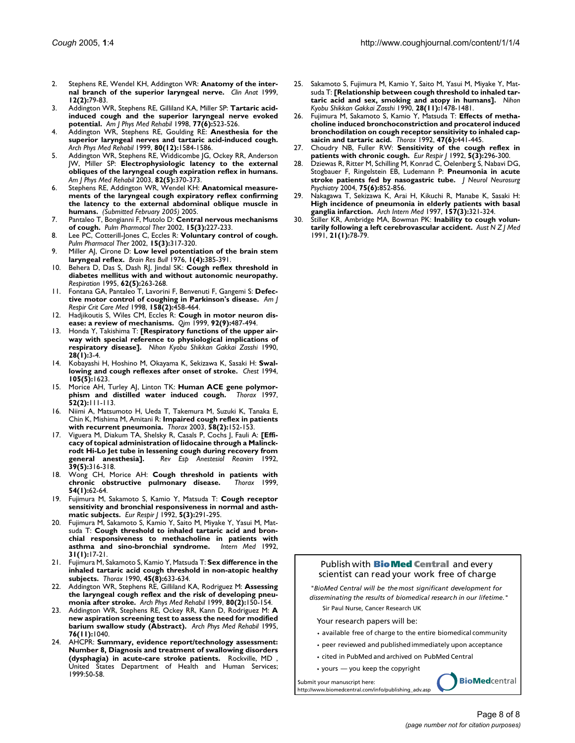2. Stephens RE, Wendel KH, Addington WR: **Anatomy of the internal branch of the superior laryngeal nerve.** *Clin Anat* 1999, **12(2):**79-83.
3. Addington WR, Stephens RE, Gilliland KA, Miller SP: **Tartaric acid-induced cough and the superior laryngeal nerve evoked potential.** *Am J Phys Med Rehabil* 1998, **77(6):**523-526.
4. Addington WR, Stephens RE, Goulding RE: **Anesthesia for the superior laryngeal nerves and tartaric acid-induced cough.** *Arch Phys Med Rehabil* 1999, **80(12):**1584-1586.
5. Addington WR, Stephens RE, Widdicombe JG, Ockey RR, Anderson JW, Miller SP: **Electrophysiologic latency to the external obliques of the laryngeal cough expiration reflex in humans.** *Am J Phys Med Rehabil* 2003, **82(5):**370-373.
6. Stephens RE, Addington WR, Wendel KH: **Anatomical measurements of the laryngeal cough expiratory reflex confirming the latency to the external abdominal oblique muscle in humans.** *(Submitted February 2005)* 2005.
7. Pantaleo T, Bongianni F, Mutolo D: **Central nervous mechanisms of cough.** *Pulm Pharmacol Ther* 2002, **15(3):**227-233.
8. Lee PC, Cotterill-Jones C, Eccles R: **Voluntary control of cough.** *Pulm Pharmacol Ther* 2002, **15(3):**317-320.
9. Miller AJ, Cirone D: **Low level potentiation of the brain stem laryngeal reflex.** *Brain Res Bull* 1976, **1(4):**385-391.
10. Behera D, Das S, Dash RJ, Jindal SK: **Cough reflex threshold in diabetes mellitus with and without autonomic neuropathy.** *Respiration* 1995, **62(5):**263-268.
11. Fontana GA, Pantaleo T, Lavorini F, Benvenuti F, Gangemi S: **Defective motor control of coughing in Parkinson's disease.** *Am J Respir Crit Care Med* 1998, **158(2):**458-464.
12. Hadjikoutis S, Wiles CM, Eccles R: **Cough in motor neuron disease: a review of mechanisms.** *Qjm* 1999, **92(9):**487-494.
13. Honda Y, Takishima T: **[Respiratory functions of the upper airway with special reference to physiological implications of respiratory disease].** *Nihon Kyobu Shikkan Gakkai Zasshi* 1990, **28(1):**3-4.
14. Kobayashi H, Hoshino M, Okayama K, Sekizawa K, Sasaki H: **Swallowing and cough reflexes after onset of stroke.** *Chest* 1994, **105(5):**1623.
15. Morice AH, Turley AJ, Linton TK: **Human ACE gene polymorphism and distilled water induced cough.** *Thorax* 1997, **52(2):**111-113.
16. Niimi A, Matsumoto H, Ueda T, Takemura M, Suzuki K, Tanaka E, Chin K, Mishima M, Amitani R: **Impaired cough reflex in patients with recurrent pneumonia.** *Thorax* 2003, **58(2):**152-153.
17. Viguera M, Diakum TA, Shelsky R, Casals P, Cochs J, Fauli A: **[Efficacy of topical administration of lidocaine through a Malinckrodt Hi-Lo Jet tube in lessening cough during recovery from general anesthesia].** *Rev Esp Anestesiol Reanim* 1992, **39(5):**316-318.
18. Wong CH, Morice AH: **Cough threshold in patients with chronic obstructive pulmonary disease.** *Thorax* 1999, **54(1):**62-64.
19. Fujimura M, Sakamoto S, Kamio Y, Matsuda T: **Cough receptor sensitivity and bronchial responsiveness in normal and asthmatic subjects.** *Eur Respir J* 1992, **5(3):**291-295.
20. Fujimura M, Sakamoto S, Kamio Y, Saito M, Miyake Y, Yasui M, Matsuda T: **Cough threshold to inhaled tartaric acid and bronchial responsiveness to methacholine in patients with asthma and sino-bronchial syndrome.** *Intern Med* 1992, **31(1):**17-21.
21. Fujimura M, Sakamoto S, Kamio Y, Matsuda T: **Sex difference in the inhaled tartaric acid cough threshold in non-atopic healthy subjects.** *Thorax* 1990, **45(8):**633-634.
22. Addington WR, Stephens RE, Gilliland KA, Rodriguez M: **Assessing the laryngeal cough reflex and the risk of developing pneumonia after stroke.** *Arch Phys Med Rehabil* 1999, **80(2):**150-154.
23. Addington WR, Stephens RE, Ockey RR, Kann D, Rodriguez M: **A new aspiration screening test to assess the need for modified barium swallow study (Abstract).** *Arch Phys Med Rehabil* 1995, **76(11):**1040.
24. AHCPR: **Summary, evidence report/technology assessment: Number 8, Diagnosis and treatment of swallowing disorders (dysphagia) in acute-care stroke patients.** Rockville, MD , United States Department of Health and Human Services; 1999:50-58.
25. Sakamoto S, Fujimura M, Kamio Y, Saito M, Yasui M, Miyake Y, Matsuda T: **[Relationship between cough threshold to inhaled tartaric acid and sex, smoking and atopy in humans].** *Nihon Kyobu Shikkan Gakkai Zasshi* 1990, **28(11):**1478-1481.
26. Fujimura M, Sakamoto S, Kamio Y, Matsuda T: **Effects of methacholine induced bronchoconstriction and procaterol induced bronchodilation on cough receptor sensitivity to inhaled capsaicin and tartaric acid.** *Thorax* 1992, **47(6):**441-445.
27. Choudry NB, Fuller RW: **Sensitivity of the cough reflex in patients with chronic cough.** *Eur Respir J* 1992, **5(3):**296-300.
28. Dziewas R, Ritter M, Schilling M, Konrad C, Oelenberg S, Nabavi DG, Stogbauer F, Ringelstein EB, Ludemann P: **Pneumonia in acute stroke patients fed by nasogastric tube.** *J Neurol Neurosurg Psychiatry* 2004, **75(6):**852-856.
29. Nakagawa T, Sekizawa K, Arai H, Kikuchi R, Manabe K, Sasaki H: **High incidence of pneumonia in elderly patients with basal ganglia infarction.** *Arch Intern Med* 1997, **157(3):**321-324.
30. Stiller KR, Ambridge MA, Bowman PK: **Inability to cough voluntarily following a left cerebrovascular accident.** *Aust N Z J Med* 1991, **21(1):**78-79.

Publish with **BioMed Central** and every scientist can read your work free of charge

*"BioMed Central will be the most significant development for disseminating the results of biomedical research in our lifetime."*
Sir Paul Nurse, Cancer Research UK

Your research papers will be:

- available free of charge to the entire biomedical community
- peer reviewed and published immediately upon acceptance
- cited in PubMed and archived on PubMed Central
- yours — you keep the copyright

Submit your manuscript here:
http://www.biomedcentral.com/info/publishing_adv.asp

BioMedcentral